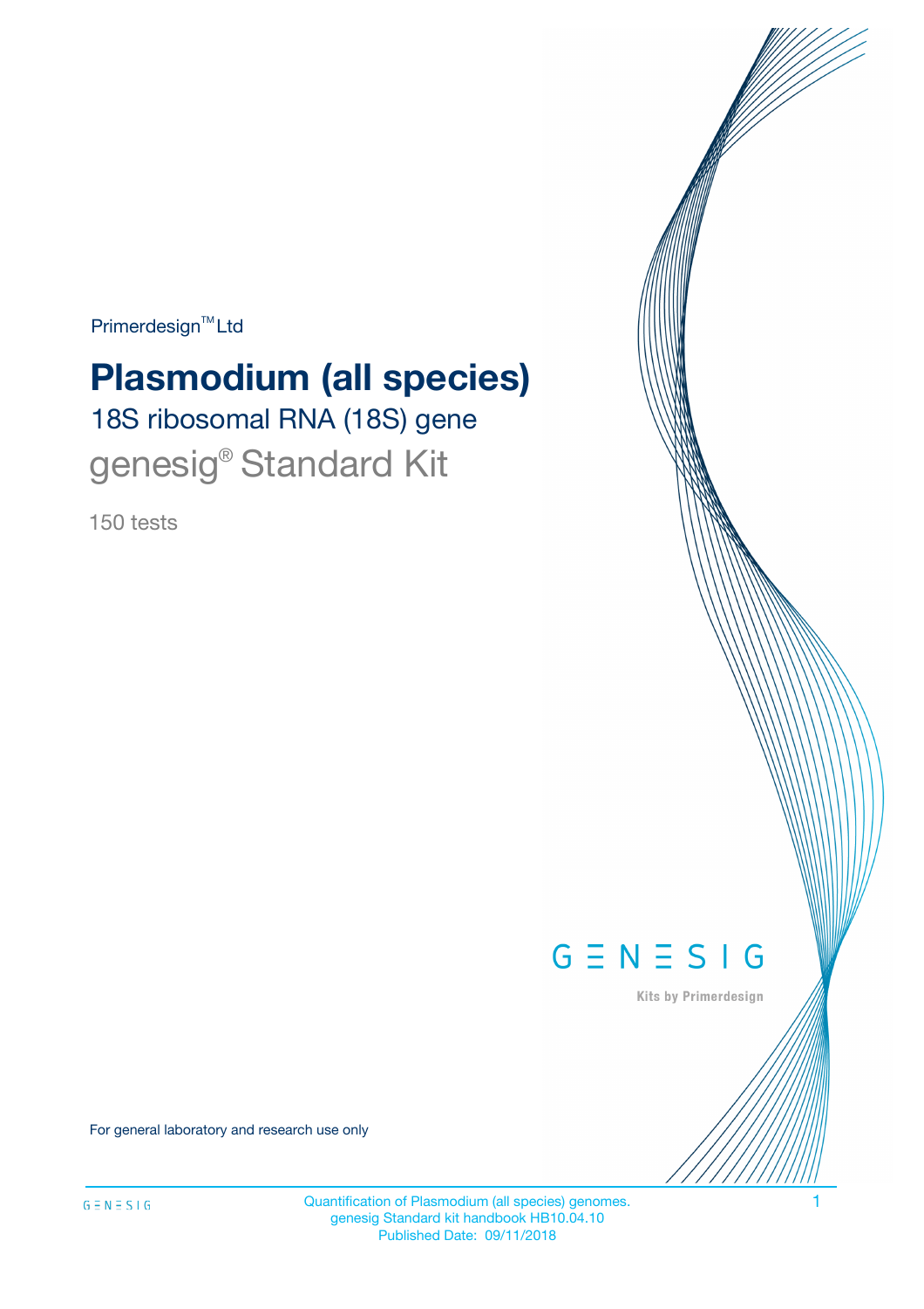Primerdesign™ Ltd

# Plasmodium (all species)

## 18S ribosomal RNA (18S) gene

## genesig® Standard Kit

150 tests

GENESIG

Kits by Primerdesign

For general laboratory and research use only

Quantification of Plasmodium (all species) genomes.
genesig Standard kit handbook HB10.04.10
Published Date: 09/11/2018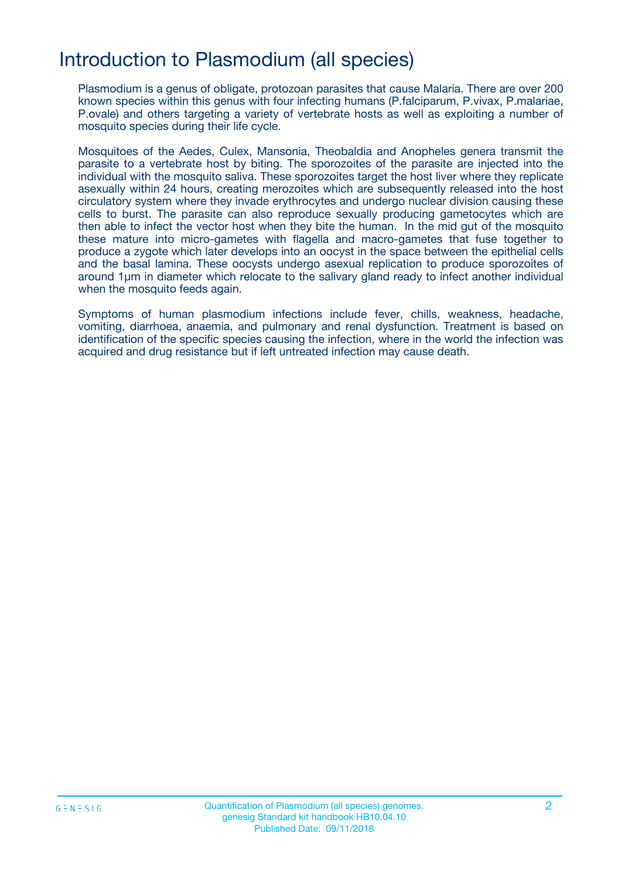# Introduction to Plasmodium (all species)

Plasmodium is a genus of obligate, protozoan parasites that cause Malaria. There are over 200 known species within this genus with four infecting humans (P.falciparum, P.vivax, P.malariae, P.ovale) and others targeting a variety of vertebrate hosts as well as exploiting a number of mosquito species during their life cycle.

Mosquitoes of the Aedes, Culex, Mansonia, Theobaldia and Anopheles genera transmit the parasite to a vertebrate host by biting. The sporozoites of the parasite are injected into the individual with the mosquito saliva. These sporozoites target the host liver where they replicate asexually within 24 hours, creating merozoites which are subsequently released into the host circulatory system where they invade erythrocytes and undergo nuclear division causing these cells to burst. The parasite can also reproduce sexually producing gametocytes which are then able to infect the vector host when they bite the human. In the mid gut of the mosquito these mature into micro-gametes with flagella and macro-gametes that fuse together to produce a zygote which later develops into an oocyst in the space between the epithelial cells and the basal lamina. These oocysts undergo asexual replication to produce sporozoites of around 1µm in diameter which relocate to the salivary gland ready to infect another individual when the mosquito feeds again.

Symptoms of human plasmodium infections include fever, chills, weakness, headache, vomiting, diarrhoea, anaemia, and pulmonary and renal dysfunction. Treatment is based on identification of the specific species causing the infection, where in the world the infection was acquired and drug resistance but if left untreated infection may cause death.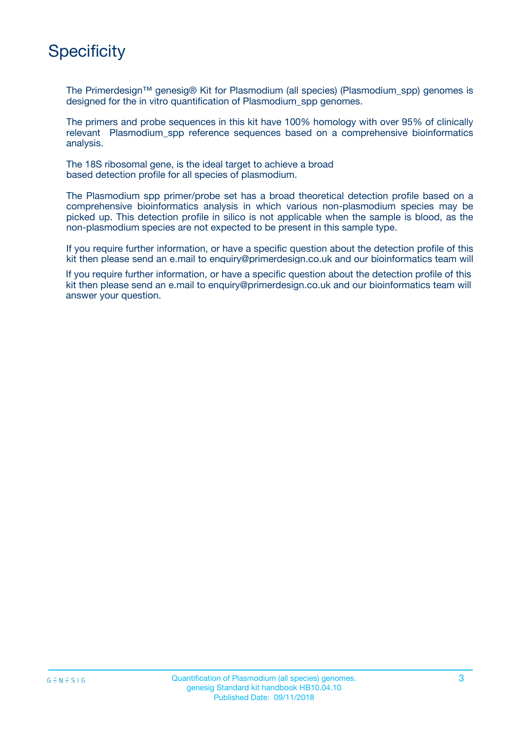# Specificity

The Primerdesign™ genesig® Kit for Plasmodium (all species) (Plasmodium_spp) genomes is designed for the in vitro quantification of Plasmodium_spp genomes.

The primers and probe sequences in this kit have 100% homology with over 95% of clinically relevant Plasmodium_spp reference sequences based on a comprehensive bioinformatics analysis.

The 18S ribosomal gene, is the ideal target to achieve a broad based detection profile for all species of plasmodium.

The Plasmodium spp primer/probe set has a broad theoretical detection profile based on a comprehensive bioinformatics analysis in which various non-plasmodium species may be picked up. This detection profile in silico is not applicable when the sample is blood, as the non-plasmodium species are not expected to be present in this sample type.

If you require further information, or have a specific question about the detection profile of this kit then please send an e.mail to enquiry@primerdesign.co.uk and our bioinformatics team will

If you require further information, or have a specific question about the detection profile of this kit then please send an e.mail to enquiry@primerdesign.co.uk and our bioinformatics team will answer your question.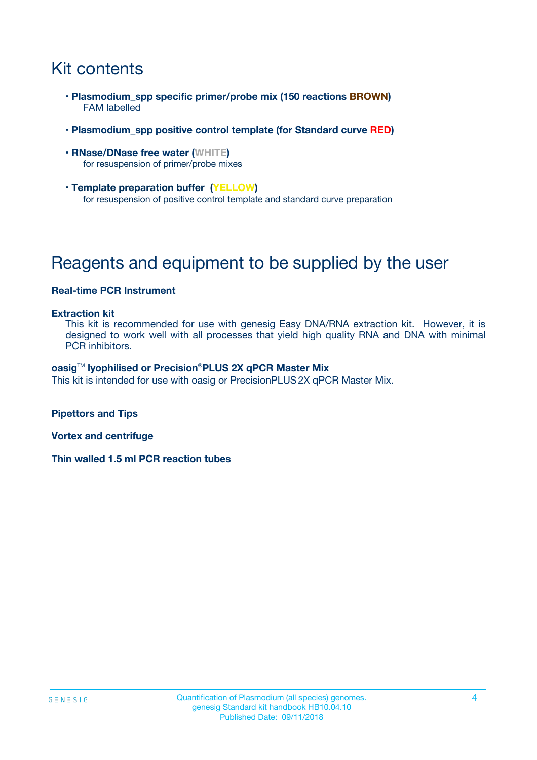# Kit contents

- **Plasmodium_spp specific primer/probe mix (150 reactions BROWN)**
  FAM labelled
- **Plasmodium_spp positive control template (for Standard curve RED)**
- **RNase/DNase free water (WHITE)**
  for resuspension of primer/probe mixes
- **Template preparation buffer (YELLOW)**
  for resuspension of positive control template and standard curve preparation

# Reagents and equipment to be supplied by the user

**Real-time PCR Instrument**

**Extraction kit**
This kit is recommended for use with genesig Easy DNA/RNA extraction kit. However, it is designed to work well with all processes that yield high quality RNA and DNA with minimal PCR inhibitors.

**oasig™ lyophilised or Precision®PLUS 2X qPCR Master Mix**
This kit is intended for use with oasig or PrecisionPLUS 2X qPCR Master Mix.

**Pipettors and Tips**

**Vortex and centrifuge**

**Thin walled 1.5 ml PCR reaction tubes**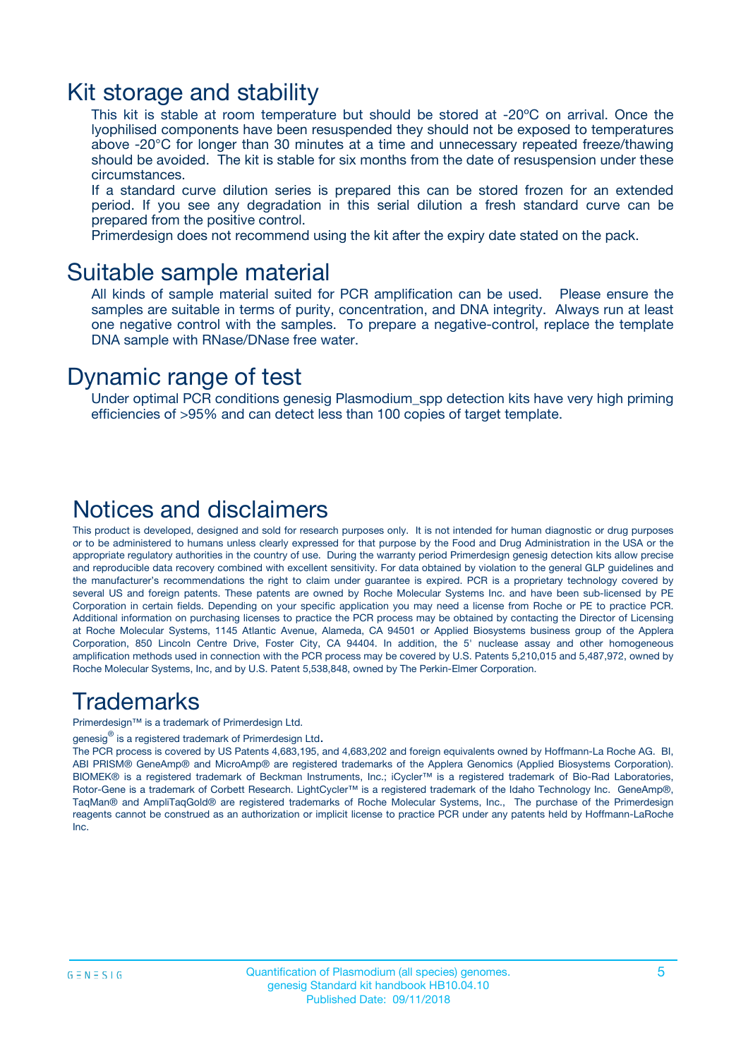# Kit storage and stability

This kit is stable at room temperature but should be stored at -20ºC on arrival. Once the lyophilised components have been resuspended they should not be exposed to temperatures above -20°C for longer than 30 minutes at a time and unnecessary repeated freeze/thawing should be avoided. The kit is stable for six months from the date of resuspension under these circumstances.

If a standard curve dilution series is prepared this can be stored frozen for an extended period. If you see any degradation in this serial dilution a fresh standard curve can be prepared from the positive control.

Primerdesign does not recommend using the kit after the expiry date stated on the pack.

# Suitable sample material

All kinds of sample material suited for PCR amplification can be used. Please ensure the samples are suitable in terms of purity, concentration, and DNA integrity. Always run at least one negative control with the samples. To prepare a negative-control, replace the template DNA sample with RNase/DNase free water.

# Dynamic range of test

Under optimal PCR conditions genesig Plasmodium_spp detection kits have very high priming efficiencies of >95% and can detect less than 100 copies of target template.

# Notices and disclaimers

This product is developed, designed and sold for research purposes only. It is not intended for human diagnostic or drug purposes or to be administered to humans unless clearly expressed for that purpose by the Food and Drug Administration in the USA or the appropriate regulatory authorities in the country of use. During the warranty period Primerdesign genesig detection kits allow precise and reproducible data recovery combined with excellent sensitivity. For data obtained by violation to the general GLP guidelines and the manufacturer's recommendations the right to claim under guarantee is expired. PCR is a proprietary technology covered by several US and foreign patents. These patents are owned by Roche Molecular Systems Inc. and have been sub-licensed by PE Corporation in certain fields. Depending on your specific application you may need a license from Roche or PE to practice PCR. Additional information on purchasing licenses to practice the PCR process may be obtained by contacting the Director of Licensing at Roche Molecular Systems, 1145 Atlantic Avenue, Alameda, CA 94501 or Applied Biosystems business group of the Applera Corporation, 850 Lincoln Centre Drive, Foster City, CA 94404. In addition, the 5' nuclease assay and other homogeneous amplification methods used in connection with the PCR process may be covered by U.S. Patents 5,210,015 and 5,487,972, owned by Roche Molecular Systems, Inc, and by U.S. Patent 5,538,848, owned by The Perkin-Elmer Corporation.

# Trademarks

Primerdesign™ is a trademark of Primerdesign Ltd.

genesig® is a registered trademark of Primerdesign Ltd.

The PCR process is covered by US Patents 4,683,195, and 4,683,202 and foreign equivalents owned by Hoffmann-La Roche AG. BI, ABI PRISM® GeneAmp® and MicroAmp® are registered trademarks of the Applera Genomics (Applied Biosystems Corporation). BIOMEK® is a registered trademark of Beckman Instruments, Inc.; iCycler™ is a registered trademark of Bio-Rad Laboratories, Rotor-Gene is a trademark of Corbett Research. LightCycler™ is a registered trademark of the Idaho Technology Inc. GeneAmp®, TaqMan® and AmpliTaqGold® are registered trademarks of Roche Molecular Systems, Inc., The purchase of the Primerdesign reagents cannot be construed as an authorization or implicit license to practice PCR under any patents held by Hoffmann-LaRoche Inc.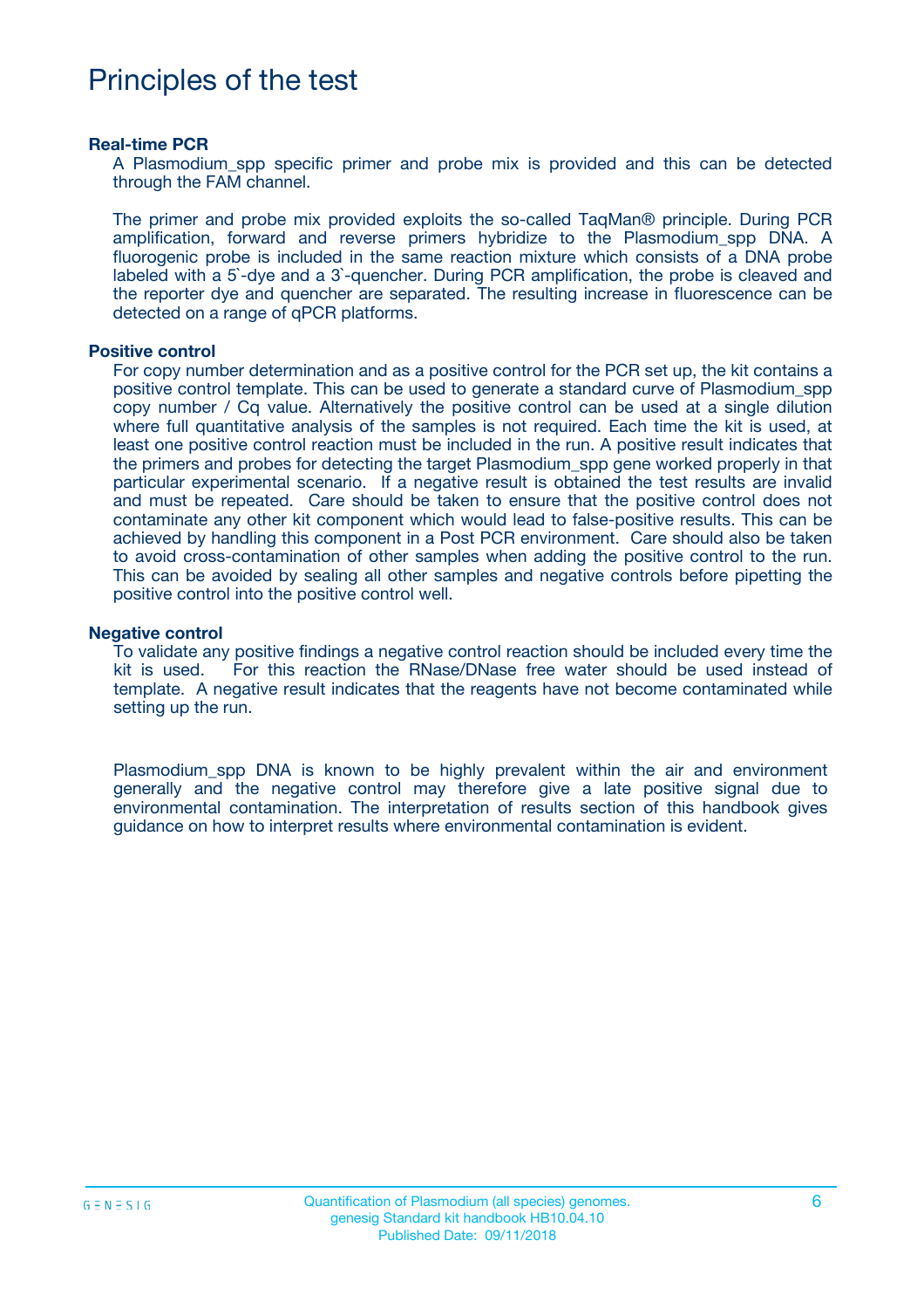# Principles of the test

### Real-time PCR

A Plasmodium_spp specific primer and probe mix is provided and this can be detected through the FAM channel.

The primer and probe mix provided exploits the so-called TaqMan® principle. During PCR amplification, forward and reverse primers hybridize to the Plasmodium_spp DNA. A fluorogenic probe is included in the same reaction mixture which consists of a DNA probe labeled with a 5`-dye and a 3`-quencher. During PCR amplification, the probe is cleaved and the reporter dye and quencher are separated. The resulting increase in fluorescence can be detected on a range of qPCR platforms.

### Positive control

For copy number determination and as a positive control for the PCR set up, the kit contains a positive control template. This can be used to generate a standard curve of Plasmodium_spp copy number / Cq value. Alternatively the positive control can be used at a single dilution where full quantitative analysis of the samples is not required. Each time the kit is used, at least one positive control reaction must be included in the run. A positive result indicates that the primers and probes for detecting the target Plasmodium_spp gene worked properly in that particular experimental scenario. If a negative result is obtained the test results are invalid and must be repeated. Care should be taken to ensure that the positive control does not contaminate any other kit component which would lead to false-positive results. This can be achieved by handling this component in a Post PCR environment. Care should also be taken to avoid cross-contamination of other samples when adding the positive control to the run. This can be avoided by sealing all other samples and negative controls before pipetting the positive control into the positive control well.

### Negative control

To validate any positive findings a negative control reaction should be included every time the kit is used. For this reaction the RNase/DNase free water should be used instead of template. A negative result indicates that the reagents have not become contaminated while setting up the run.

Plasmodium_spp DNA is known to be highly prevalent within the air and environment generally and the negative control may therefore give a late positive signal due to environmental contamination. The interpretation of results section of this handbook gives guidance on how to interpret results where environmental contamination is evident.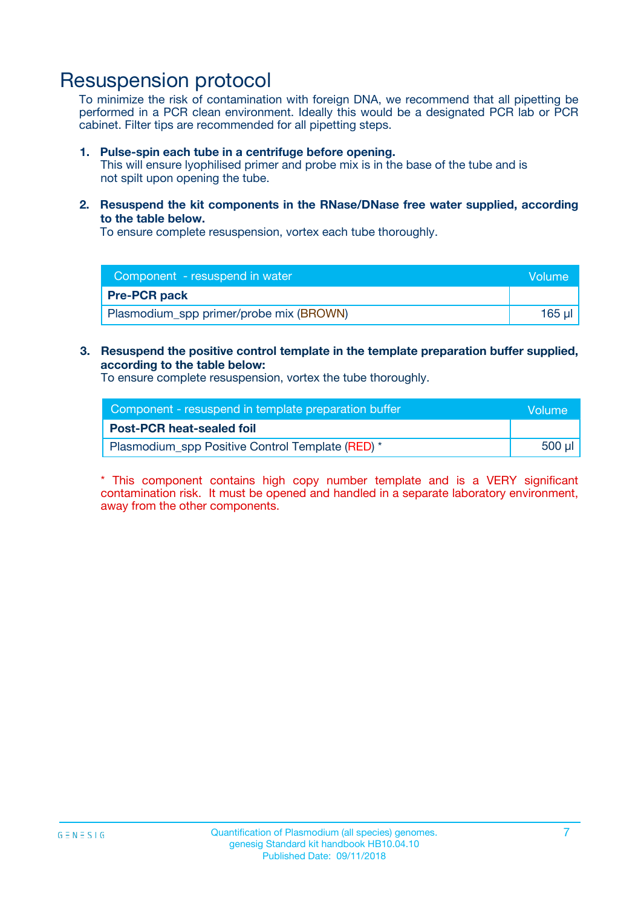# Resuspension protocol

To minimize the risk of contamination with foreign DNA, we recommend that all pipetting be performed in a PCR clean environment. Ideally this would be a designated PCR lab or PCR cabinet. Filter tips are recommended for all pipetting steps.

1. **Pulse-spin each tube in a centrifuge before opening.**
   This will ensure lyophilised primer and probe mix is in the base of the tube and is not spilt upon opening the tube.

2. **Resuspend the kit components in the RNase/DNase free water supplied, according to the table below.**
   To ensure complete resuspension, vortex each tube thoroughly.

| Component - resuspend in water | Volume |
|---|---|
| **Pre-PCR pack** | |
| Plasmodium_spp primer/probe mix (BROWN) | 165 µl |

3. **Resuspend the positive control template in the template preparation buffer supplied, according to the table below:**
   To ensure complete resuspension, vortex the tube thoroughly.

| Component - resuspend in template preparation buffer | Volume |
|---|---|
| **Post-PCR heat-sealed foil** | |
| Plasmodium_spp Positive Control Template (RED) * | 500 µl |

* This component contains high copy number template and is a VERY significant contamination risk. It must be opened and handled in a separate laboratory environment, away from the other components.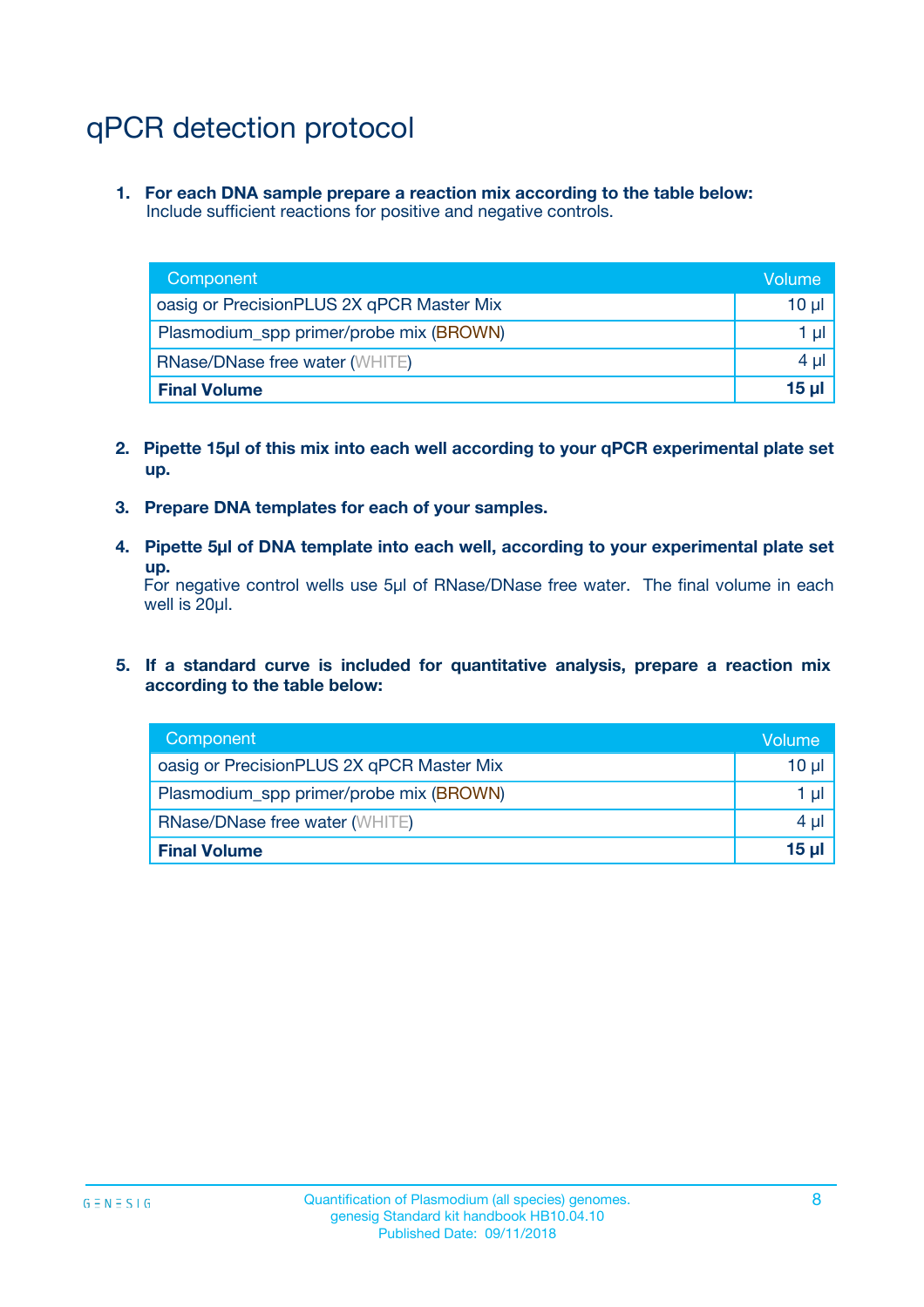# qPCR detection protocol

1. **For each DNA sample prepare a reaction mix according to the table below:**
   Include sufficient reactions for positive and negative controls.

| Component | Volume |
|---|---|
| oasig or PrecisionPLUS 2X qPCR Master Mix | 10 µl |
| Plasmodium_spp primer/probe mix (BROWN) | 1 µl |
| RNase/DNase free water (WHITE) | 4 µl |
| **Final Volume** | **15 µl** |

2. **Pipette 15µl of this mix into each well according to your qPCR experimental plate set up.**

3. **Prepare DNA templates for each of your samples.**

4. **Pipette 5µl of DNA template into each well, according to your experimental plate set up.**
   For negative control wells use 5µl of RNase/DNase free water. The final volume in each well is 20µl.

5. **If a standard curve is included for quantitative analysis, prepare a reaction mix according to the table below:**

| Component | Volume |
|---|---|
| oasig or PrecisionPLUS 2X qPCR Master Mix | 10 µl |
| Plasmodium_spp primer/probe mix (BROWN) | 1 µl |
| RNase/DNase free water (WHITE) | 4 µl |
| **Final Volume** | **15 µl** |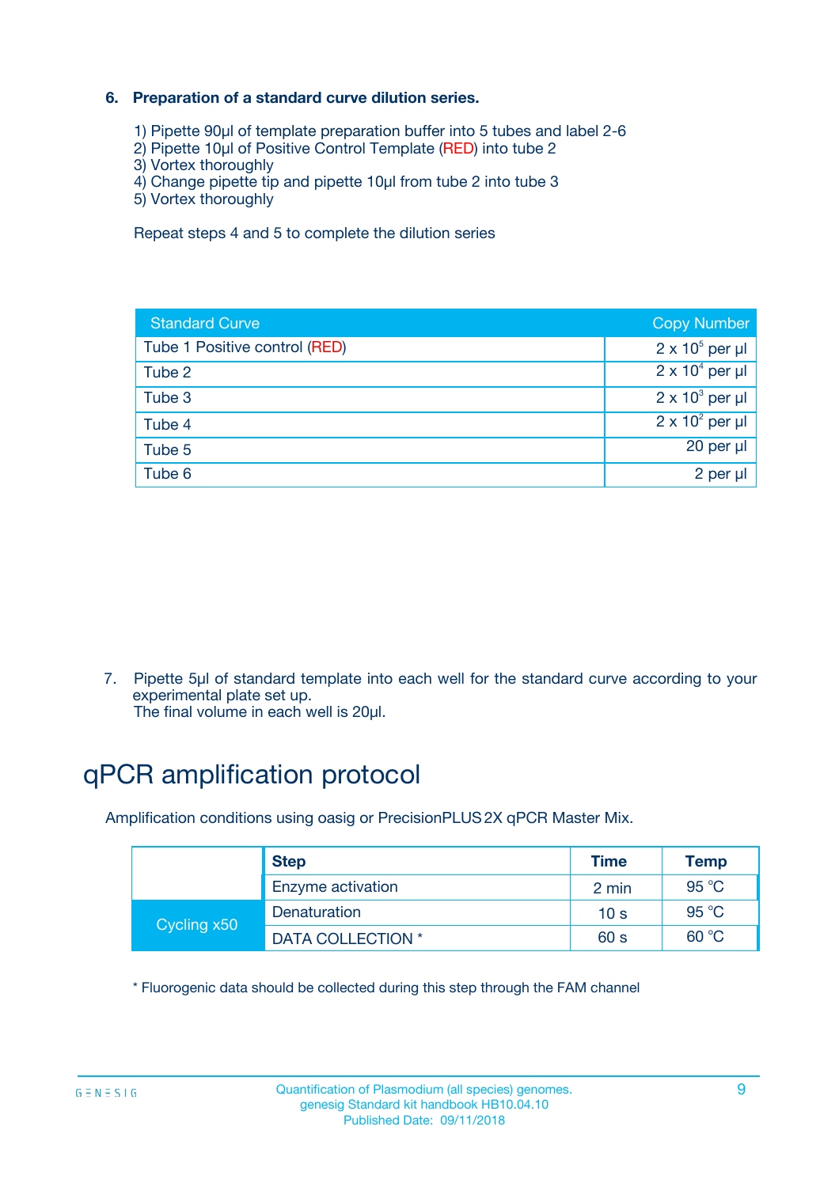### 6. Preparation of a standard curve dilution series.

1) Pipette 90µl of template preparation buffer into 5 tubes and label 2-6
2) Pipette 10µl of Positive Control Template (RED) into tube 2
3) Vortex thoroughly
4) Change pipette tip and pipette 10µl from tube 2 into tube 3
5) Vortex thoroughly

Repeat steps 4 and 5 to complete the dilution series

| Standard Curve | Copy Number |
|---|---|
| Tube 1 Positive control (RED) | $2 \times 10^5$ per µl |
| Tube 2 | $2 \times 10^4$ per µl |
| Tube 3 | $2 \times 10^3$ per µl |
| Tube 4 | $2 \times 10^2$ per µl |
| Tube 5 | 20 per µl |
| Tube 6 | 2 per µl |

7. Pipette 5µl of standard template into each well for the standard curve according to your experimental plate set up.
   The final volume in each well is 20µl.

# qPCR amplification protocol

Amplification conditions using oasig or PrecisionPLUS 2X qPCR Master Mix.

| | Step | Time | Temp |
|---|---|---|---|
| | Enzyme activation | 2 min | 95 °C |
| Cycling x50 | Denaturation | 10 s | 95 °C |
| | DATA COLLECTION * | 60 s | 60 °C |

* Fluorogenic data should be collected during this step through the FAM channel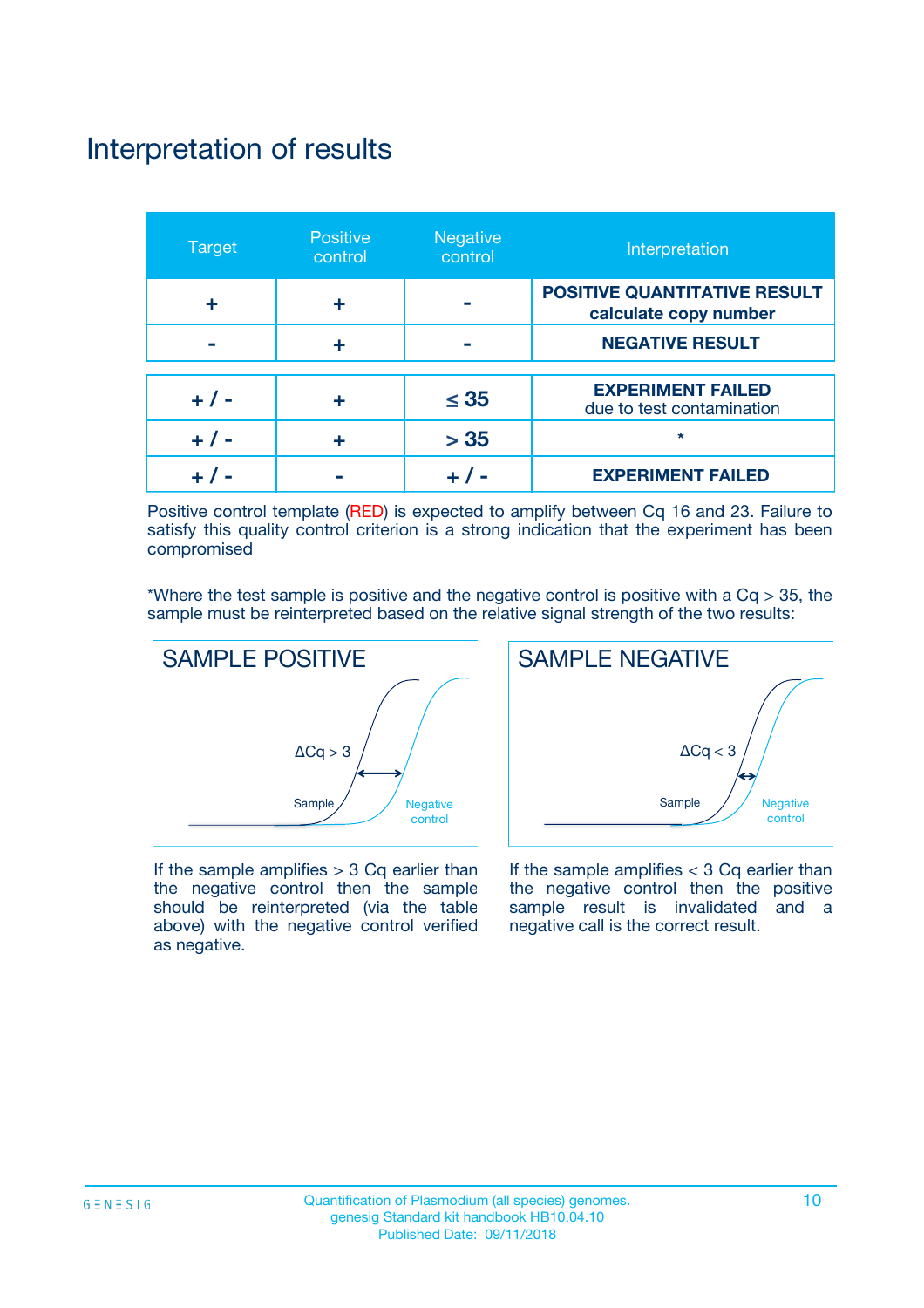# Interpretation of results

| Target | Positive control | Negative control | Interpretation |
|---|---|---|---|
| + | + | - | **POSITIVE QUANTITATIVE RESULT calculate copy number** |
| - | + | - | **NEGATIVE RESULT** |
| + / - | + | ≤ 35 | **EXPERIMENT FAILED** due to test contamination |
| + / - | + | > 35 | * |
| + / - | - | + / - | **EXPERIMENT FAILED** |

Positive control template (RED) is expected to amplify between Cq 16 and 23. Failure to satisfy this quality control criterion is a strong indication that the experiment has been compromised

*Where the test sample is positive and the negative control is positive with a Cq > 35, the sample must be reinterpreted based on the relative signal strength of the two results:

SAMPLE POSITIVE

ΔCq > 3

Sample

Negative control

If the sample amplifies > 3 Cq earlier than the negative control then the sample should be reinterpreted (via the table above) with the negative control verified as negative.

SAMPLE NEGATIVE

ΔCq < 3

Sample

Negative control

If the sample amplifies < 3 Cq earlier than the negative control then the positive sample result is invalidated and a negative call is the correct result.